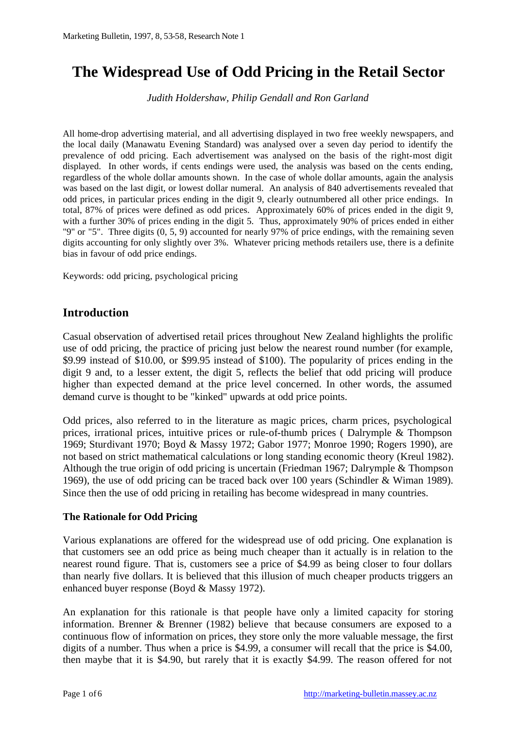# The Widespread Use of Odd Pricing in the Retail Sector

*Judith Holdershaw, Philip Gendall and Ron Garland*

All home-drop advertising material, and all advertising displayed in two free weekly newspapers, and the local daily (Manawatu Evening Standard) was analysed over a seven day period to identify the prevalence of odd pricing. Each advertisement was analysed on the basis of the right-most digit displayed. In other words, if cents endings were used, the analysis was based on the cents ending, regardless of the whole dollar amounts shown. In the case of whole dollar amounts, again the analysis was based on the last digit, or lowest dollar numeral. An analysis of 840 advertisements revealed that odd prices, in particular prices ending in the digit 9, clearly outnumbered all other price endings. In total, 87% of prices were defined as odd prices. Approximately 60% of prices ended in the digit 9, with a further 30% of prices ending in the digit 5. Thus, approximately 90% of prices ended in either "9" or "5". Three digits (0, 5, 9) accounted for nearly 97% of price endings, with the remaining seven digits accounting for only slightly over 3%. Whatever pricing methods retailers use, there is a definite bias in favour of odd price endings.

Keywords: odd pricing, psychological pricing

## Introduction

Casual observation of advertised retail prices throughout New Zealand highlights the prolific use of odd pricing, the practice of pricing just below the nearest round number (for example, $9.99 instead of $10.00, or $99.95 instead of $100). The popularity of prices ending in the digit 9 and, to a lesser extent, the digit 5, reflects the belief that odd pricing will produce higher than expected demand at the price level concerned. In other words, the assumed demand curve is thought to be "kinked" upwards at odd price points.

Odd prices, also referred to in the literature as magic prices, charm prices, psychological prices, irrational prices, intuitive prices or rule-of-thumb prices ( Dalrymple & Thompson 1969; Sturdivant 1970; Boyd & Massy 1972; Gabor 1977; Monroe 1990; Rogers 1990), are not based on strict mathematical calculations or long standing economic theory (Kreul 1982). Although the true origin of odd pricing is uncertain (Friedman 1967; Dalrymple & Thompson 1969), the use of odd pricing can be traced back over 100 years (Schindler & Wiman 1989). Since then the use of odd pricing in retailing has become widespread in many countries.

### The Rationale for Odd Pricing

Various explanations are offered for the widespread use of odd pricing. One explanation is that customers see an odd price as being much cheaper than it actually is in relation to the nearest round figure. That is, customers see a price of $4.99 as being closer to four dollars than nearly five dollars. It is believed that this illusion of much cheaper products triggers an enhanced buyer response (Boyd & Massy 1972).

An explanation for this rationale is that people have only a limited capacity for storing information. Brenner & Brenner (1982) believe that because consumers are exposed to a continuous flow of information on prices, they store only the more valuable message, the first digits of a number. Thus when a price is $4.99, a consumer will recall that the price is $4.00, then maybe that it is $4.90, but rarely that it is exactly $4.99. The reason offered for not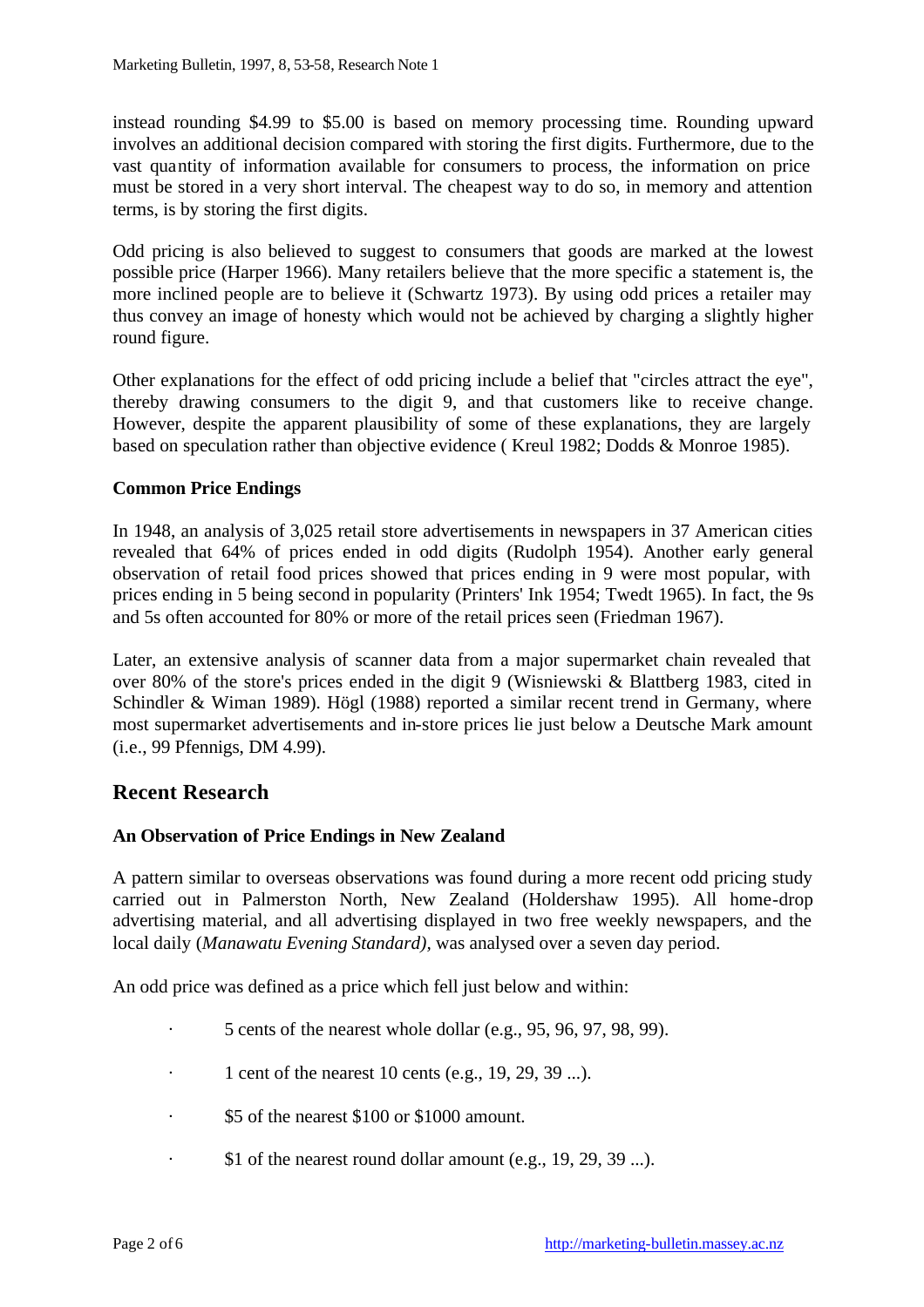instead rounding $4.99 to $5.00 is based on memory processing time. Rounding upward involves an additional decision compared with storing the first digits. Furthermore, due to the vast quantity of information available for consumers to process, the information on price must be stored in a very short interval. The cheapest way to do so, in memory and attention terms, is by storing the first digits.

Odd pricing is also believed to suggest to consumers that goods are marked at the lowest possible price (Harper 1966). Many retailers believe that the more specific a statement is, the more inclined people are to believe it (Schwartz 1973). By using odd prices a retailer may thus convey an image of honesty which would not be achieved by charging a slightly higher round figure.

Other explanations for the effect of odd pricing include a belief that "circles attract the eye", thereby drawing consumers to the digit 9, and that customers like to receive change. However, despite the apparent plausibility of some of these explanations, they are largely based on speculation rather than objective evidence ( Kreul 1982; Dodds & Monroe 1985).

### Common Price Endings

In 1948, an analysis of 3,025 retail store advertisements in newspapers in 37 American cities revealed that 64% of prices ended in odd digits (Rudolph 1954). Another early general observation of retail food prices showed that prices ending in 9 were most popular, with prices ending in 5 being second in popularity (Printers' Ink 1954; Twedt 1965). In fact, the 9s and 5s often accounted for 80% or more of the retail prices seen (Friedman 1967).

Later, an extensive analysis of scanner data from a major supermarket chain revealed that over 80% of the store's prices ended in the digit 9 (Wisniewski & Blattberg 1983, cited in Schindler & Wiman 1989). Högl (1988) reported a similar recent trend in Germany, where most supermarket advertisements and in-store prices lie just below a Deutsche Mark amount (i.e., 99 Pfennigs, DM 4.99).

## Recent Research

### An Observation of Price Endings in New Zealand

A pattern similar to overseas observations was found during a more recent odd pricing study carried out in Palmerston North, New Zealand (Holdershaw 1995). All home-drop advertising material, and all advertising displayed in two free weekly newspapers, and the local daily (*Manawatu Evening Standard)*, was analysed over a seven day period.

An odd price was defined as a price which fell just below and within:

- 5 cents of the nearest whole dollar (e.g., 95, 96, 97, 98, 99).
- 1 cent of the nearest 10 cents (e.g., 19, 29, 39 ...).
- $5 of the nearest $100 or $1000 amount.
- $1 of the nearest round dollar amount (e.g., 19, 29, 39 ...).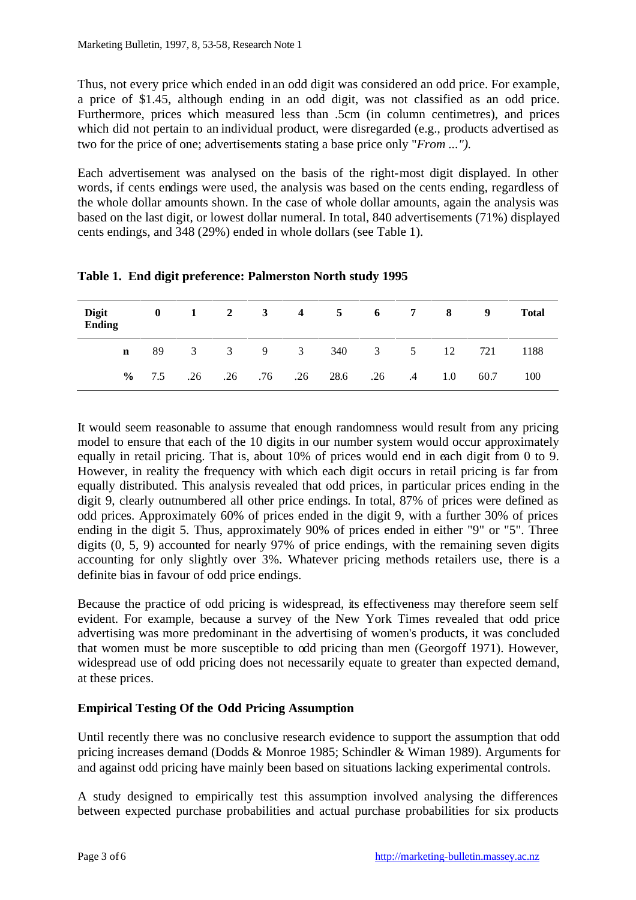Thus, not every price which ended in an odd digit was considered an odd price. For example, a price of $1.45, although ending in an odd digit, was not classified as an odd price. Furthermore, prices which measured less than .5cm (in column centimetres), and prices which did not pertain to an individual product, were disregarded (e.g., products advertised as two for the price of one; advertisements stating a base price only "*From ...").*

Each advertisement was analysed on the basis of the right-most digit displayed. In other words, if cents endings were used, the analysis was based on the cents ending, regardless of the whole dollar amounts shown. In the case of whole dollar amounts, again the analysis was based on the last digit, or lowest dollar numeral. In total, 840 advertisements (71%) displayed cents endings, and 348 (29%) ended in whole dollars (see Table 1).

**Table 1. End digit preference: Palmerston North study 1995**

| Digit Ending | 0 | 1 | 2 | 3 | 4 | 5 | 6 | 7 | 8 | 9 | Total |
|---|---|---|---|---|---|---|---|---|---|---|---|
| **n** | 89 | 3 | 3 | 9 | 3 | 340 | 3 | 5 | 12 | 721 | 1188 |
| **%** | 7.5 | .26 | .26 | .76 | .26 | 28.6 | .26 | .4 | 1.0 | 60.7 | 100 |

It would seem reasonable to assume that enough randomness would result from any pricing model to ensure that each of the 10 digits in our number system would occur approximately equally in retail pricing. That is, about 10% of prices would end in each digit from 0 to 9. However, in reality the frequency with which each digit occurs in retail pricing is far from equally distributed. This analysis revealed that odd prices, in particular prices ending in the digit 9, clearly outnumbered all other price endings. In total, 87% of prices were defined as odd prices. Approximately 60% of prices ended in the digit 9, with a further 30% of prices ending in the digit 5. Thus, approximately 90% of prices ended in either "9" or "5". Three digits (0, 5, 9) accounted for nearly 97% of price endings, with the remaining seven digits accounting for only slightly over 3%. Whatever pricing methods retailers use, there is a definite bias in favour of odd price endings.

Because the practice of odd pricing is widespread, its effectiveness may therefore seem self evident. For example, because a survey of the New York Times revealed that odd price advertising was more predominant in the advertising of women's products, it was concluded that women must be more susceptible to odd pricing than men (Georgoff 1971). However, widespread use of odd pricing does not necessarily equate to greater than expected demand, at these prices.

### Empirical Testing Of the Odd Pricing Assumption

Until recently there was no conclusive research evidence to support the assumption that odd pricing increases demand (Dodds & Monroe 1985; Schindler & Wiman 1989). Arguments for and against odd pricing have mainly been based on situations lacking experimental controls.

A study designed to empirically test this assumption involved analysing the differences between expected purchase probabilities and actual purchase probabilities for six products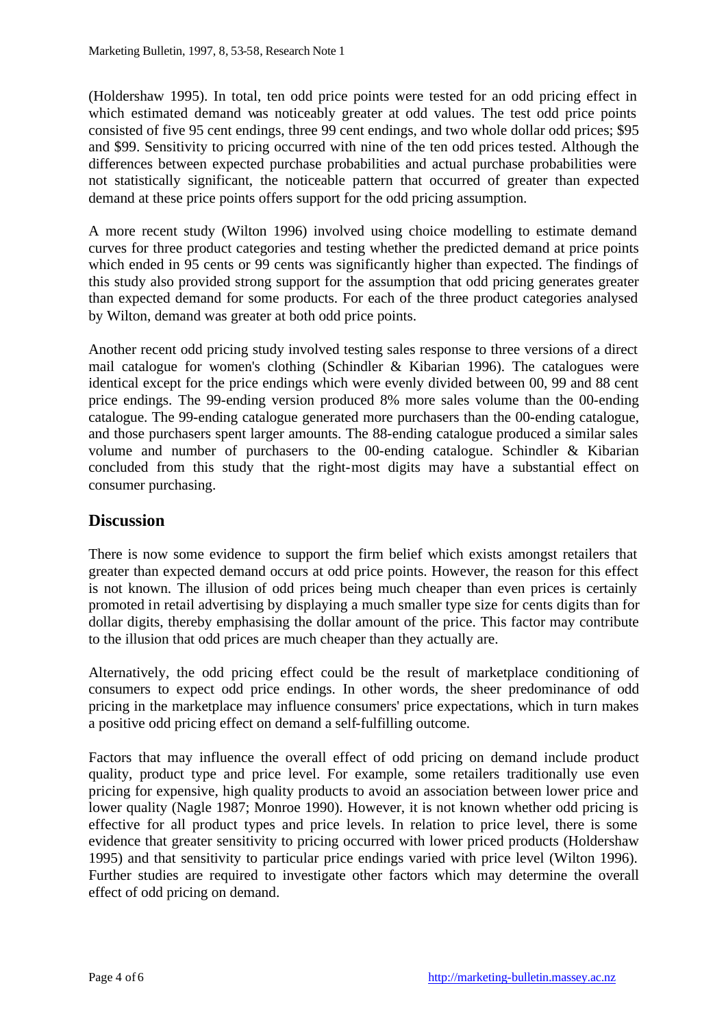(Holdershaw 1995). In total, ten odd price points were tested for an odd pricing effect in which estimated demand was noticeably greater at odd values. The test odd price points consisted of five 95 cent endings, three 99 cent endings, and two whole dollar odd prices; $95 and $99. Sensitivity to pricing occurred with nine of the ten odd prices tested. Although the differences between expected purchase probabilities and actual purchase probabilities were not statistically significant, the noticeable pattern that occurred of greater than expected demand at these price points offers support for the odd pricing assumption.

A more recent study (Wilton 1996) involved using choice modelling to estimate demand curves for three product categories and testing whether the predicted demand at price points which ended in 95 cents or 99 cents was significantly higher than expected. The findings of this study also provided strong support for the assumption that odd pricing generates greater than expected demand for some products. For each of the three product categories analysed by Wilton, demand was greater at both odd price points.

Another recent odd pricing study involved testing sales response to three versions of a direct mail catalogue for women's clothing (Schindler & Kibarian 1996). The catalogues were identical except for the price endings which were evenly divided between 00, 99 and 88 cent price endings. The 99-ending version produced 8% more sales volume than the 00-ending catalogue. The 99-ending catalogue generated more purchasers than the 00-ending catalogue, and those purchasers spent larger amounts. The 88-ending catalogue produced a similar sales volume and number of purchasers to the 00-ending catalogue. Schindler & Kibarian concluded from this study that the right-most digits may have a substantial effect on consumer purchasing.

## Discussion

There is now some evidence to support the firm belief which exists amongst retailers that greater than expected demand occurs at odd price points. However, the reason for this effect is not known. The illusion of odd prices being much cheaper than even prices is certainly promoted in retail advertising by displaying a much smaller type size for cents digits than for dollar digits, thereby emphasising the dollar amount of the price. This factor may contribute to the illusion that odd prices are much cheaper than they actually are.

Alternatively, the odd pricing effect could be the result of marketplace conditioning of consumers to expect odd price endings. In other words, the sheer predominance of odd pricing in the marketplace may influence consumers' price expectations, which in turn makes a positive odd pricing effect on demand a self-fulfilling outcome.

Factors that may influence the overall effect of odd pricing on demand include product quality, product type and price level. For example, some retailers traditionally use even pricing for expensive, high quality products to avoid an association between lower price and lower quality (Nagle 1987; Monroe 1990). However, it is not known whether odd pricing is effective for all product types and price levels. In relation to price level, there is some evidence that greater sensitivity to pricing occurred with lower priced products (Holdershaw 1995) and that sensitivity to particular price endings varied with price level (Wilton 1996). Further studies are required to investigate other factors which may determine the overall effect of odd pricing on demand.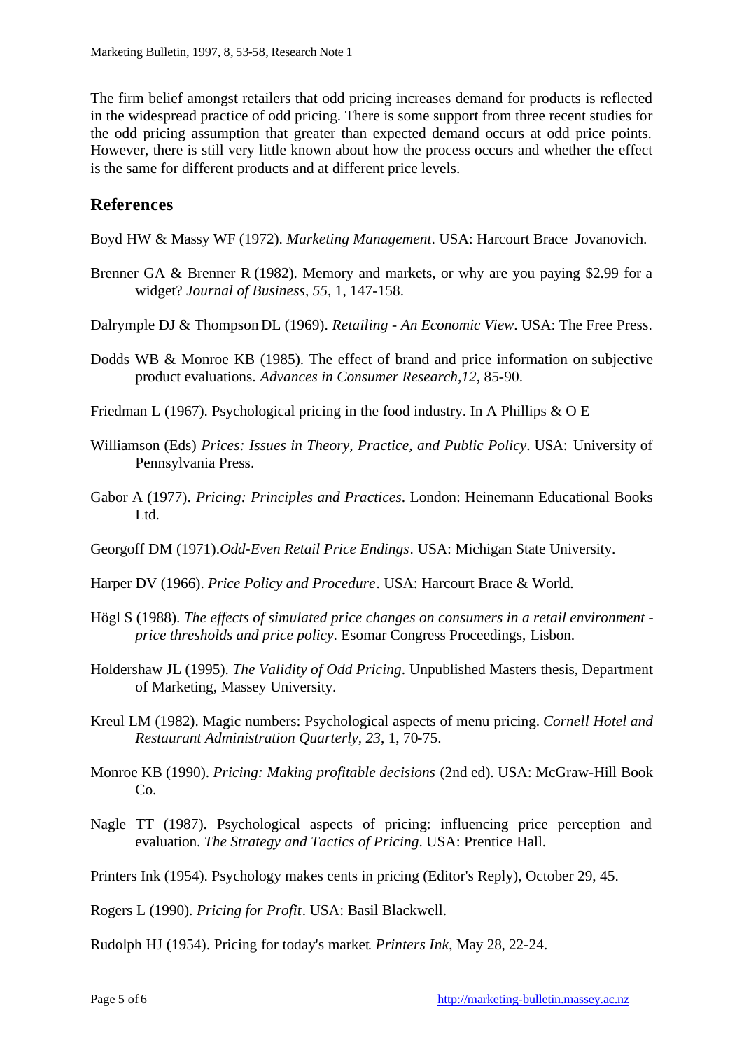The firm belief amongst retailers that odd pricing increases demand for products is reflected in the widespread practice of odd pricing. There is some support from three recent studies for the odd pricing assumption that greater than expected demand occurs at odd price points. However, there is still very little known about how the process occurs and whether the effect is the same for different products and at different price levels.

## References

Boyd HW & Massy WF (1972). *Marketing Management*. USA: Harcourt Brace Jovanovich.

Brenner GA & Brenner R (1982). Memory and markets, or why are you paying $2.99 for a widget? *Journal of Business, 55*, 1, 147-158.

Dalrymple DJ & Thompson DL (1969). *Retailing - An Economic View*. USA: The Free Press.

Dodds WB & Monroe KB (1985). The effect of brand and price information on subjective product evaluations. *Advances in Consumer Research,12*, 85-90.

Friedman L (1967). Psychological pricing in the food industry. In A Phillips & O E

Williamson (Eds) *Prices: Issues in Theory, Practice, and Public Policy*. USA: University of Pennsylvania Press.

Gabor A (1977). *Pricing: Principles and Practices*. London: Heinemann Educational Books Ltd.

Georgoff DM (1971).*Odd-Even Retail Price Endings*. USA: Michigan State University.

Harper DV (1966). *Price Policy and Procedure*. USA: Harcourt Brace & World.

Högl S (1988). *The effects of simulated price changes on consumers in a retail environment - price thresholds and price policy*. Esomar Congress Proceedings, Lisbon.

Holdershaw JL (1995). *The Validity of Odd Pricing*. Unpublished Masters thesis, Department of Marketing, Massey University.

Kreul LM (1982). Magic numbers: Psychological aspects of menu pricing. *Cornell Hotel and Restaurant Administration Quarterly, 23*, 1, 70-75.

Monroe KB (1990). *Pricing: Making profitable decisions* (2nd ed). USA: McGraw-Hill Book Co.

Nagle TT (1987). Psychological aspects of pricing: influencing price perception and evaluation. *The Strategy and Tactics of Pricing*. USA: Prentice Hall.

Printers Ink (1954). Psychology makes cents in pricing (Editor's Reply), October 29, 45.

Rogers L (1990). *Pricing for Profit*. USA: Basil Blackwell.

Rudolph HJ (1954). Pricing for today's market. *Printers Ink*, May 28, 22-24.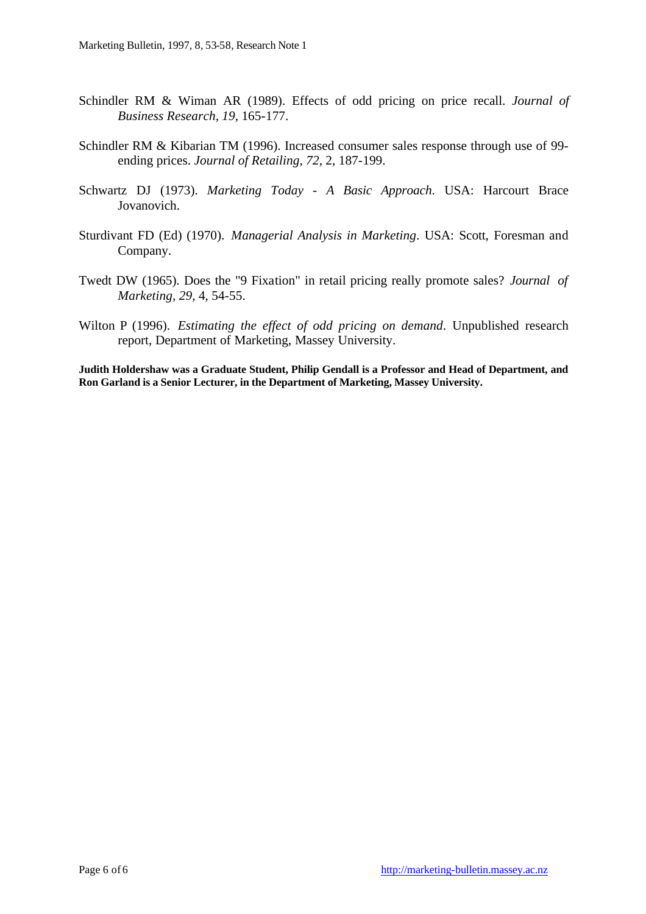Schindler RM & Wiman AR (1989). Effects of odd pricing on price recall. *Journal of Business Research, 19*, 165-177.

Schindler RM & Kibarian TM (1996). Increased consumer sales response through use of 99-ending prices. *Journal of Retailing, 72*, 2, 187-199.

Schwartz DJ (1973). *Marketing Today - A Basic Approach*. USA: Harcourt Brace Jovanovich.

Sturdivant FD (Ed) (1970). *Managerial Analysis in Marketing*. USA: Scott, Foresman and Company.

Twedt DW (1965). Does the "9 Fixation" in retail pricing really promote sales? *Journal of Marketing, 29*, 4, 54-55.

Wilton P (1996). *Estimating the effect of odd pricing on demand*. Unpublished research report, Department of Marketing, Massey University.

**Judith Holdershaw was a Graduate Student, Philip Gendall is a Professor and Head of Department, and Ron Garland is a Senior Lecturer, in the Department of Marketing, Massey University.**